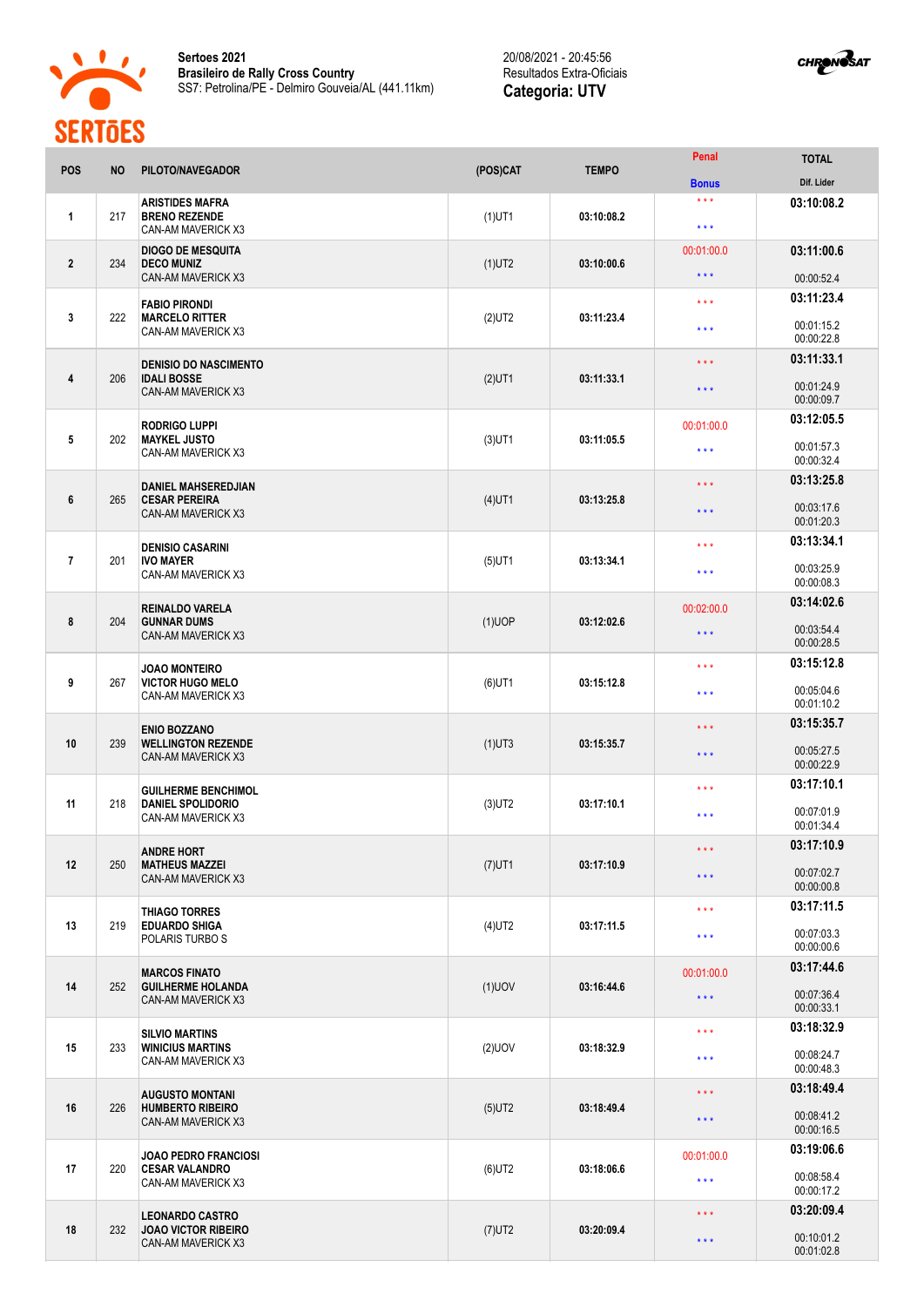**Sertoes 2021**
**Brasileiro de Rally Cross Country**
SS7: Petrolina/PE - Delmiro Gouveia/AL (441.11km)

20/08/2021 - 20:45:56
Resultados Extra-Oficiais
**Categoria: UTV**

| POS | NO | PILOTO/NAVEGADOR | (POS)CAT | TEMPO | Penal / Bonus | TOTAL / Dif. Lider |
|---|---|---|---|---|---|---|
| 1 | 217 | **ARISTIDES MAFRA** **BRENO REZENDE** CAN-AM MAVERICK X3 | (1)UT1 | 03:10:08.2 | \*\*\* / \*\*\* | **03:10:08.2** |
| 2 | 234 | **DIOGO DE MESQUITA** **DECO MUNIZ** CAN-AM MAVERICK X3 | (1)UT2 | 03:10:00.6 | 00:01:00.0 / \*\*\* | **03:11:00.6** 00:00:52.4 |
| 3 | 222 | **FABIO PIRONDI** **MARCELO RITTER** CAN-AM MAVERICK X3 | (2)UT2 | 03:11:23.4 | \*\*\* / \*\*\* | **03:11:23.4** 00:01:15.2 00:00:22.8 |
| 4 | 206 | **DENISIO DO NASCIMENTO** **IDALI BOSSE** CAN-AM MAVERICK X3 | (2)UT1 | 03:11:33.1 | \*\*\* / \*\*\* | **03:11:33.1** 00:01:24.9 00:00:09.7 |
| 5 | 202 | **RODRIGO LUPPI** **MAYKEL JUSTO** CAN-AM MAVERICK X3 | (3)UT1 | 03:11:05.5 | 00:01:00.0 / \*\*\* | **03:12:05.5** 00:01:57.3 00:00:32.4 |
| 6 | 265 | **DANIEL MAHSEREDJIAN** **CESAR PEREIRA** CAN-AM MAVERICK X3 | (4)UT1 | 03:13:25.8 | \*\*\* / \*\*\* | **03:13:25.8** 00:03:17.6 00:01:20.3 |
| 7 | 201 | **DENISIO CASARINI** **IVO MAYER** CAN-AM MAVERICK X3 | (5)UT1 | 03:13:34.1 | \*\*\* / \*\*\* | **03:13:34.1** 00:03:25.9 00:00:08.3 |
| 8 | 204 | **REINALDO VARELA** **GUNNAR DUMS** CAN-AM MAVERICK X3 | (1)UOP | 03:12:02.6 | 00:02:00.0 / \*\*\* | **03:14:02.6** 00:03:54.4 00:00:28.5 |
| 9 | 267 | **JOAO MONTEIRO** **VICTOR HUGO MELO** CAN-AM MAVERICK X3 | (6)UT1 | 03:15:12.8 | \*\*\* / \*\*\* | **03:15:12.8** 00:05:04.6 00:01:10.2 |
| 10 | 239 | **ENIO BOZZANO** **WELLINGTON REZENDE** CAN-AM MAVERICK X3 | (1)UT3 | 03:15:35.7 | \*\*\* / \*\*\* | **03:15:35.7** 00:05:27.5 00:00:22.9 |
| 11 | 218 | **GUILHERME BENCHIMOL** **DANIEL SPOLIDORIO** CAN-AM MAVERICK X3 | (3)UT2 | 03:17:10.1 | \*\*\* / \*\*\* | **03:17:10.1** 00:07:01.9 00:01:34.4 |
| 12 | 250 | **ANDRE HORT** **MATHEUS MAZZEI** CAN-AM MAVERICK X3 | (7)UT1 | 03:17:10.9 | \*\*\* / \*\*\* | **03:17:10.9** 00:07:02.7 00:00:00.8 |
| 13 | 219 | **THIAGO TORRES** **EDUARDO SHIGA** POLARIS TURBO S | (4)UT2 | 03:17:11.5 | \*\*\* / \*\*\* | **03:17:11.5** 00:07:03.3 00:00:00.6 |
| 14 | 252 | **MARCOS FINATO** **GUILHERME HOLANDA** CAN-AM MAVERICK X3 | (1)UOV | 03:16:44.6 | 00:01:00.0 / \*\*\* | **03:17:44.6** 00:07:36.4 00:00:33.1 |
| 15 | 233 | **SILVIO MARTINS** **WINICIUS MARTINS** CAN-AM MAVERICK X3 | (2)UOV | 03:18:32.9 | \*\*\* / \*\*\* | **03:18:32.9** 00:08:24.7 00:00:48.3 |
| 16 | 226 | **AUGUSTO MONTANI** **HUMBERTO RIBEIRO** CAN-AM MAVERICK X3 | (5)UT2 | 03:18:49.4 | \*\*\* / \*\*\* | **03:18:49.4** 00:08:41.2 00:00:16.5 |
| 17 | 220 | **JOAO PEDRO FRANCIOSI** **CESAR VALANDRO** CAN-AM MAVERICK X3 | (6)UT2 | 03:18:06.6 | 00:01:00.0 / \*\*\* | **03:19:06.6** 00:08:58.4 00:00:17.2 |
| 18 | 232 | **LEONARDO CASTRO** **JOAO VICTOR RIBEIRO** CAN-AM MAVERICK X3 | (7)UT2 | 03:20:09.4 | \*\*\* / \*\*\* | **03:20:09.4** 00:10:01.2 00:01:02.8 |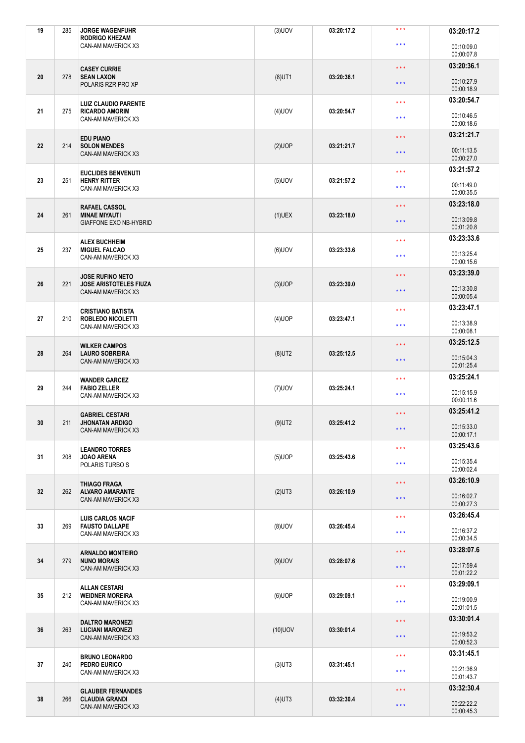| | | | | | | |
|---|---|---|---|---|---|---|
| 19 | 285 | **JORGE WAGENFUHR**<br>**RODRIGO KHEZAM**<br>CAN-AM MAVERICK X3 | (3)UOV | 03:20:17.2 | \*\*\*<br>\*\*\* | **03:20:17.2**<br>00:10:09.0<br>00:00:07.8 |
| 20 | 278 | **CASEY CURRIE**<br>**SEAN LAXON**<br>POLARIS RZR PRO XP | (8)UT1 | 03:20:36.1 | \*\*\*<br>\*\*\* | **03:20:36.1**<br>00:10:27.9<br>00:00:18.9 |
| 21 | 275 | **LUIZ CLAUDIO PARENTE**<br>**RICARDO AMORIM**<br>CAN-AM MAVERICK X3 | (4)UOV | 03:20:54.7 | \*\*\*<br>\*\*\* | **03:20:54.7**<br>00:10:46.5<br>00:00:18.6 |
| 22 | 214 | **EDU PIANO**<br>**SOLON MENDES**<br>CAN-AM MAVERICK X3 | (2)UOP | 03:21:21.7 | \*\*\*<br>\*\*\* | **03:21:21.7**<br>00:11:13.5<br>00:00:27.0 |
| 23 | 251 | **EUCLIDES BENVENUTI**<br>**HENRY RITTER**<br>CAN-AM MAVERICK X3 | (5)UOV | 03:21:57.2 | \*\*\*<br>\*\*\* | **03:21:57.2**<br>00:11:49.0<br>00:00:35.5 |
| 24 | 261 | **RAFAEL CASSOL**<br>**MINAE MIYAUTI**<br>GIAFFONE EXO NB-HYBRID | (1)UEX | 03:23:18.0 | \*\*\*<br>\*\*\* | **03:23:18.0**<br>00:13:09.8<br>00:01:20.8 |
| 25 | 237 | **ALEX BUCHHEIM**<br>**MIGUEL FALCAO**<br>CAN-AM MAVERICK X3 | (6)UOV | 03:23:33.6 | \*\*\*<br>\*\*\* | **03:23:33.6**<br>00:13:25.4<br>00:00:15.6 |
| 26 | 221 | **JOSE RUFINO NETO**<br>**JOSE ARISTOTELES FIUZA**<br>CAN-AM MAVERICK X3 | (3)UOP | 03:23:39.0 | \*\*\*<br>\*\*\* | **03:23:39.0**<br>00:13:30.8<br>00:00:05.4 |
| 27 | 210 | **CRISTIANO BATISTA**<br>**ROBLEDO NICOLETTI**<br>CAN-AM MAVERICK X3 | (4)UOP | 03:23:47.1 | \*\*\*<br>\*\*\* | **03:23:47.1**<br>00:13:38.9<br>00:00:08.1 |
| 28 | 264 | **WILKER CAMPOS**<br>**LAURO SOBREIRA**<br>CAN-AM MAVERICK X3 | (8)UT2 | 03:25:12.5 | \*\*\*<br>\*\*\* | **03:25:12.5**<br>00:15:04.3<br>00:01:25.4 |
| 29 | 244 | **WANDER GARCEZ**<br>**FABIO ZELLER**<br>CAN-AM MAVERICK X3 | (7)UOV | 03:25:24.1 | \*\*\*<br>\*\*\* | **03:25:24.1**<br>00:15:15.9<br>00:00:11.6 |
| 30 | 211 | **GABRIEL CESTARI**<br>**JHONATAN ARDIGO**<br>CAN-AM MAVERICK X3 | (9)UT2 | 03:25:41.2 | \*\*\*<br>\*\*\* | **03:25:41.2**<br>00:15:33.0<br>00:00:17.1 |
| 31 | 208 | **LEANDRO TORRES**<br>**JOAO ARENA**<br>POLARIS TURBO S | (5)UOP | 03:25:43.6 | \*\*\*<br>\*\*\* | **03:25:43.6**<br>00:15:35.4<br>00:00:02.4 |
| 32 | 262 | **THIAGO FRAGA**<br>**ALVARO AMARANTE**<br>CAN-AM MAVERICK X3 | (2)UT3 | 03:26:10.9 | \*\*\*<br>\*\*\* | **03:26:10.9**<br>00:16:02.7<br>00:00:27.3 |
| 33 | 269 | **LUIS CARLOS NACIF**<br>**FAUSTO DALLAPE**<br>CAN-AM MAVERICK X3 | (8)UOV | 03:26:45.4 | \*\*\*<br>\*\*\* | **03:26:45.4**<br>00:16:37.2<br>00:00:34.5 |
| 34 | 279 | **ARNALDO MONTEIRO**<br>**NUNO MORAIS**<br>CAN-AM MAVERICK X3 | (9)UOV | 03:28:07.6 | \*\*\*<br>\*\*\* | **03:28:07.6**<br>00:17:59.4<br>00:01:22.2 |
| 35 | 212 | **ALLAN CESTARI**<br>**WEIDNER MOREIRA**<br>CAN-AM MAVERICK X3 | (6)UOP | 03:29:09.1 | \*\*\*<br>\*\*\* | **03:29:09.1**<br>00:19:00.9<br>00:01:01.5 |
| 36 | 263 | **DALTRO MARONEZI**<br>**LUCIANI MARONEZI**<br>CAN-AM MAVERICK X3 | (10)UOV | 03:30:01.4 | \*\*\*<br>\*\*\* | **03:30:01.4**<br>00:19:53.2<br>00:00:52.3 |
| 37 | 240 | **BRUNO LEONARDO**<br>**PEDRO EURICO**<br>CAN-AM MAVERICK X3 | (3)UT3 | 03:31:45.1 | \*\*\*<br>\*\*\* | **03:31:45.1**<br>00:21:36.9<br>00:01:43.7 |
| 38 | 266 | **GLAUBER FERNANDES**<br>**CLAUDIA GRANDI**<br>CAN-AM MAVERICK X3 | (4)UT3 | 03:32:30.4 | \*\*\*<br>\*\*\* | **03:32:30.4**<br>00:22:22.2<br>00:00:45.3 |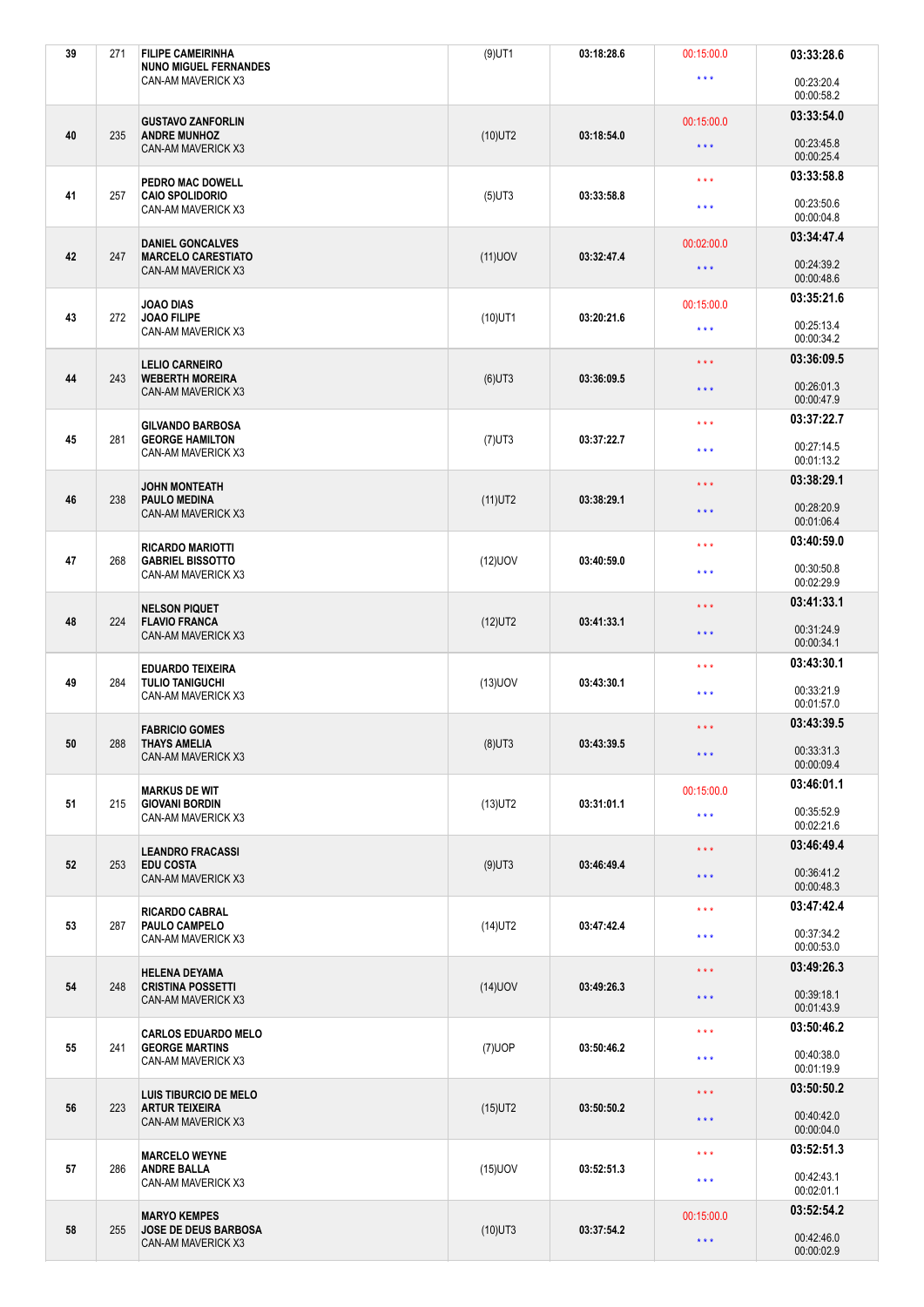| | | | | | | |
|---|---|---|---|---|---|---|
| 39 | 271 | **FILIPE CAMEIRINHA**<br>**NUNO MIGUEL FERNANDES**<br>CAN-AM MAVERICK X3 | (9)UT1 | 03:18:28.6 | 00:15:00.0<br>*** | **03:33:28.6**<br>00:23:20.4<br>00:00:58.2 |
| 40 | 235 | **GUSTAVO ZANFORLIN**<br>**ANDRE MUNHOZ**<br>CAN-AM MAVERICK X3 | (10)UT2 | 03:18:54.0 | 00:15:00.0<br>*** | **03:33:54.0**<br>00:23:45.8<br>00:00:25.4 |
| 41 | 257 | **PEDRO MAC DOWELL**<br>**CAIO SPOLIDORIO**<br>CAN-AM MAVERICK X3 | (5)UT3 | 03:33:58.8 | ***<br>*** | **03:33:58.8**<br>00:23:50.6<br>00:00:04.8 |
| 42 | 247 | **DANIEL GONCALVES**<br>**MARCELO CARESTIATO**<br>CAN-AM MAVERICK X3 | (11)UOV | 03:32:47.4 | 00:02:00.0<br>*** | **03:34:47.4**<br>00:24:39.2<br>00:00:48.6 |
| 43 | 272 | **JOAO DIAS**<br>**JOAO FILIPE**<br>CAN-AM MAVERICK X3 | (10)UT1 | 03:20:21.6 | 00:15:00.0<br>*** | **03:35:21.6**<br>00:25:13.4<br>00:00:34.2 |
| 44 | 243 | **LELIO CARNEIRO**<br>**WEBERTH MOREIRA**<br>CAN-AM MAVERICK X3 | (6)UT3 | 03:36:09.5 | ***<br>*** | **03:36:09.5**<br>00:26:01.3<br>00:00:47.9 |
| 45 | 281 | **GILVANDO BARBOSA**<br>**GEORGE HAMILTON**<br>CAN-AM MAVERICK X3 | (7)UT3 | 03:37:22.7 | ***<br>*** | **03:37:22.7**<br>00:27:14.5<br>00:01:13.2 |
| 46 | 238 | **JOHN MONTEATH**<br>**PAULO MEDINA**<br>CAN-AM MAVERICK X3 | (11)UT2 | 03:38:29.1 | ***<br>*** | **03:38:29.1**<br>00:28:20.9<br>00:01:06.4 |
| 47 | 268 | **RICARDO MARIOTTI**<br>**GABRIEL BISSOTTO**<br>CAN-AM MAVERICK X3 | (12)UOV | 03:40:59.0 | ***<br>*** | **03:40:59.0**<br>00:30:50.8<br>00:02:29.9 |
| 48 | 224 | **NELSON PIQUET**<br>**FLAVIO FRANCA**<br>CAN-AM MAVERICK X3 | (12)UT2 | 03:41:33.1 | ***<br>*** | **03:41:33.1**<br>00:31:24.9<br>00:00:34.1 |
| 49 | 284 | **EDUARDO TEIXEIRA**<br>**TULIO TANIGUCHI**<br>CAN-AM MAVERICK X3 | (13)UOV | 03:43:30.1 | ***<br>*** | **03:43:30.1**<br>00:33:21.9<br>00:01:57.0 |
| 50 | 288 | **FABRICIO GOMES**<br>**THAYS AMELIA**<br>CAN-AM MAVERICK X3 | (8)UT3 | 03:43:39.5 | ***<br>*** | **03:43:39.5**<br>00:33:31.3<br>00:00:09.4 |
| 51 | 215 | **MARKUS DE WIT**<br>**GIOVANI BORDIN**<br>CAN-AM MAVERICK X3 | (13)UT2 | 03:31:01.1 | 00:15:00.0<br>*** | **03:46:01.1**<br>00:35:52.9<br>00:02:21.6 |
| 52 | 253 | **LEANDRO FRACASSI**<br>**EDU COSTA**<br>CAN-AM MAVERICK X3 | (9)UT3 | 03:46:49.4 | ***<br>*** | **03:46:49.4**<br>00:36:41.2<br>00:00:48.3 |
| 53 | 287 | **RICARDO CABRAL**<br>**PAULO CAMPELO**<br>CAN-AM MAVERICK X3 | (14)UT2 | 03:47:42.4 | ***<br>*** | **03:47:42.4**<br>00:37:34.2<br>00:00:53.0 |
| 54 | 248 | **HELENA DEYAMA**<br>**CRISTINA POSSETTI**<br>CAN-AM MAVERICK X3 | (14)UOV | 03:49:26.3 | ***<br>*** | **03:49:26.3**<br>00:39:18.1<br>00:01:43.9 |
| 55 | 241 | **CARLOS EDUARDO MELO**<br>**GEORGE MARTINS**<br>CAN-AM MAVERICK X3 | (7)UOP | 03:50:46.2 | ***<br>*** | **03:50:46.2**<br>00:40:38.0<br>00:01:19.9 |
| 56 | 223 | **LUIS TIBURCIO DE MELO**<br>**ARTUR TEIXEIRA**<br>CAN-AM MAVERICK X3 | (15)UT2 | 03:50:50.2 | ***<br>*** | **03:50:50.2**<br>00:40:42.0<br>00:00:04.0 |
| 57 | 286 | **MARCELO WEYNE**<br>**ANDRE BALLA**<br>CAN-AM MAVERICK X3 | (15)UOV | 03:52:51.3 | ***<br>*** | **03:52:51.3**<br>00:42:43.1<br>00:02:01.1 |
| 58 | 255 | **MARYO KEMPES**<br>**JOSE DE DEUS BARBOSA**<br>CAN-AM MAVERICK X3 | (10)UT3 | 03:37:54.2 | 00:15:00.0<br>*** | **03:52:54.2**<br>00:42:46.0<br>00:00:02.9 |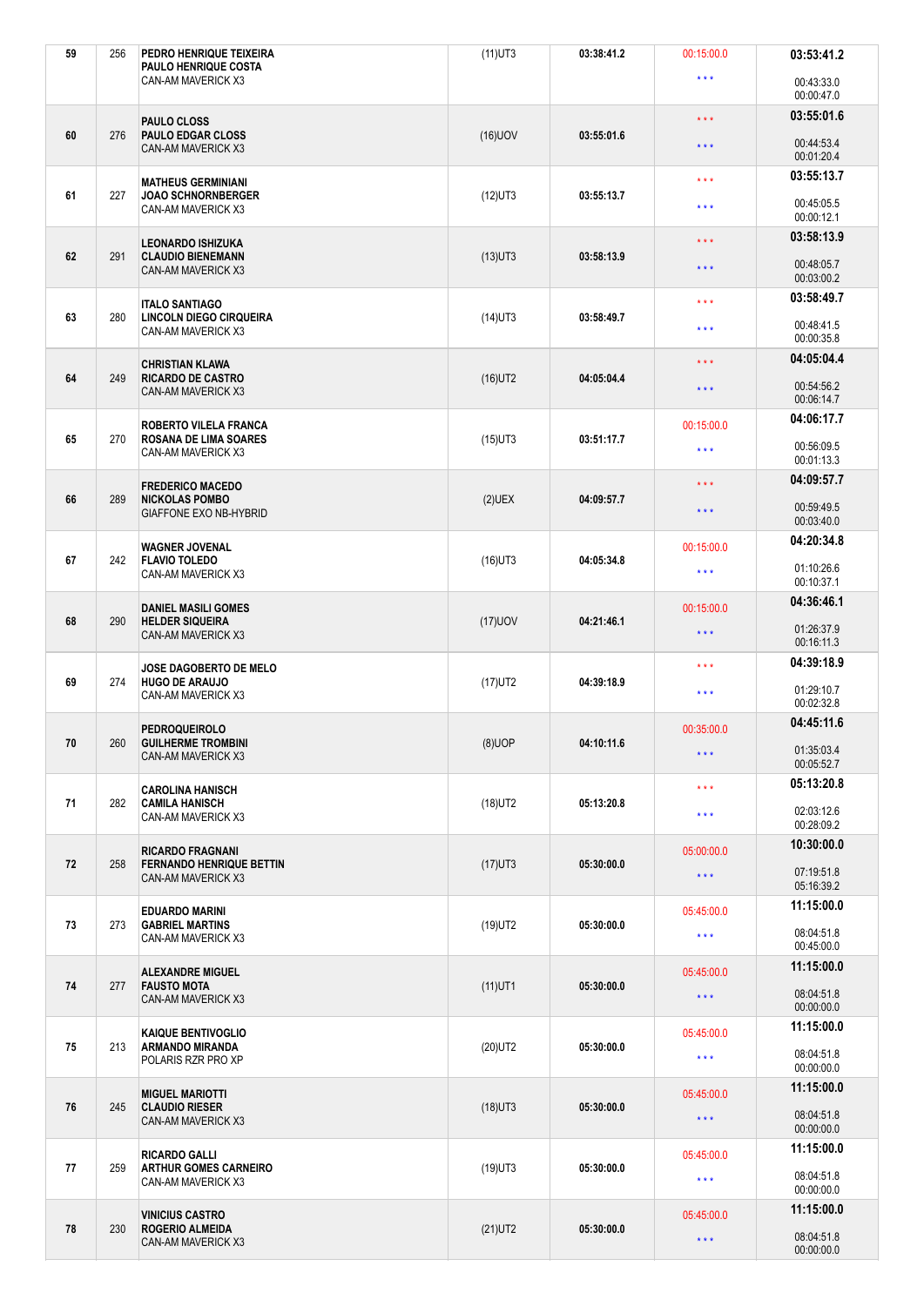| | | | | | | |
|---|---|---|---|---|---|---|
| 59 | 256 | **PEDRO HENRIQUE TEIXEIRA**<br>**PAULO HENRIQUE COSTA**<br>CAN-AM MAVERICK X3 | (11)UT3 | 03:38:41.2 | 00:15:00.0<br>* * * | **03:53:41.2**<br>00:43:33.0<br>00:00:47.0 |
| 60 | 276 | **PAULO CLOSS**<br>**PAULO EDGAR CLOSS**<br>CAN-AM MAVERICK X3 | (16)UOV | 03:55:01.6 | * * *<br>* * * | **03:55:01.6**<br>00:44:53.4<br>00:01:20.4 |
| 61 | 227 | **MATHEUS GERMINIANI**<br>**JOAO SCHNORNBERGER**<br>CAN-AM MAVERICK X3 | (12)UT3 | 03:55:13.7 | * * *<br>* * * | **03:55:13.7**<br>00:45:05.5<br>00:00:12.1 |
| 62 | 291 | **LEONARDO ISHIZUKA**<br>**CLAUDIO BIENEMANN**<br>CAN-AM MAVERICK X3 | (13)UT3 | 03:58:13.9 | * * *<br>* * * | **03:58:13.9**<br>00:48:05.7<br>00:03:00.2 |
| 63 | 280 | **ITALO SANTIAGO**<br>**LINCOLN DIEGO CIRQUEIRA**<br>CAN-AM MAVERICK X3 | (14)UT3 | 03:58:49.7 | * * *<br>* * * | **03:58:49.7**<br>00:48:41.5<br>00:00:35.8 |
| 64 | 249 | **CHRISTIAN KLAWA**<br>**RICARDO DE CASTRO**<br>CAN-AM MAVERICK X3 | (16)UT2 | 04:05:04.4 | * * *<br>* * * | **04:05:04.4**<br>00:54:56.2<br>00:06:14.7 |
| 65 | 270 | **ROBERTO VILELA FRANCA**<br>**ROSANA DE LIMA SOARES**<br>CAN-AM MAVERICK X3 | (15)UT3 | 03:51:17.7 | 00:15:00.0<br>* * * | **04:06:17.7**<br>00:56:09.5<br>00:01:13.3 |
| 66 | 289 | **FREDERICO MACEDO**<br>**NICKOLAS POMBO**<br>GIAFFONE EXO NB-HYBRID | (2)UEX | 04:09:57.7 | * * *<br>* * * | **04:09:57.7**<br>00:59:49.5<br>00:03:40.0 |
| 67 | 242 | **WAGNER JOVENAL**<br>**FLAVIO TOLEDO**<br>CAN-AM MAVERICK X3 | (16)UT3 | 04:05:34.8 | 00:15:00.0<br>* * * | **04:20:34.8**<br>01:10:26.6<br>00:10:37.1 |
| 68 | 290 | **DANIEL MASILI GOMES**<br>**HELDER SIQUEIRA**<br>CAN-AM MAVERICK X3 | (17)UOV | 04:21:46.1 | 00:15:00.0<br>* * * | **04:36:46.1**<br>01:26:37.9<br>00:16:11.3 |
| 69 | 274 | **JOSE DAGOBERTO DE MELO**<br>**HUGO DE ARAUJO**<br>CAN-AM MAVERICK X3 | (17)UT2 | 04:39:18.9 | * * *<br>* * * | **04:39:18.9**<br>01:29:10.7<br>00:02:32.8 |
| 70 | 260 | **PEDROQUEIROLO**<br>**GUILHERME TROMBINI**<br>CAN-AM MAVERICK X3 | (8)UOP | 04:10:11.6 | 00:35:00.0<br>* * * | **04:45:11.6**<br>01:35:03.4<br>00:05:52.7 |
| 71 | 282 | **CAROLINA HANISCH**<br>**CAMILA HANISCH**<br>CAN-AM MAVERICK X3 | (18)UT2 | 05:13:20.8 | * * *<br>* * * | **05:13:20.8**<br>02:03:12.6<br>00:28:09.2 |
| 72 | 258 | **RICARDO FRAGNANI**<br>**FERNANDO HENRIQUE BETTIN**<br>CAN-AM MAVERICK X3 | (17)UT3 | 05:30:00.0 | 05:00:00.0<br>* * * | **10:30:00.0**<br>07:19:51.8<br>05:16:39.2 |
| 73 | 273 | **EDUARDO MARINI**<br>**GABRIEL MARTINS**<br>CAN-AM MAVERICK X3 | (19)UT2 | 05:30:00.0 | 05:45:00.0<br>* * * | **11:15:00.0**<br>08:04:51.8<br>00:45:00.0 |
| 74 | 277 | **ALEXANDRE MIGUEL**<br>**FAUSTO MOTA**<br>CAN-AM MAVERICK X3 | (11)UT1 | 05:30:00.0 | 05:45:00.0<br>* * * | **11:15:00.0**<br>08:04:51.8<br>00:00:00.0 |
| 75 | 213 | **KAIQUE BENTIVOGLIO**<br>**ARMANDO MIRANDA**<br>POLARIS RZR PRO XP | (20)UT2 | 05:30:00.0 | 05:45:00.0<br>* * * | **11:15:00.0**<br>08:04:51.8<br>00:00:00.0 |
| 76 | 245 | **MIGUEL MARIOTTI**<br>**CLAUDIO RIESER**<br>CAN-AM MAVERICK X3 | (18)UT3 | 05:30:00.0 | 05:45:00.0<br>* * * | **11:15:00.0**<br>08:04:51.8<br>00:00:00.0 |
| 77 | 259 | **RICARDO GALLI**<br>**ARTHUR GOMES CARNEIRO**<br>CAN-AM MAVERICK X3 | (19)UT3 | 05:30:00.0 | 05:45:00.0<br>* * * | **11:15:00.0**<br>08:04:51.8<br>00:00:00.0 |
| 78 | 230 | **VINICIUS CASTRO**<br>**ROGERIO ALMEIDA**<br>CAN-AM MAVERICK X3 | (21)UT2 | 05:30:00.0 | 05:45:00.0<br>* * * | **11:15:00.0**<br>08:04:51.8<br>00:00:00.0 |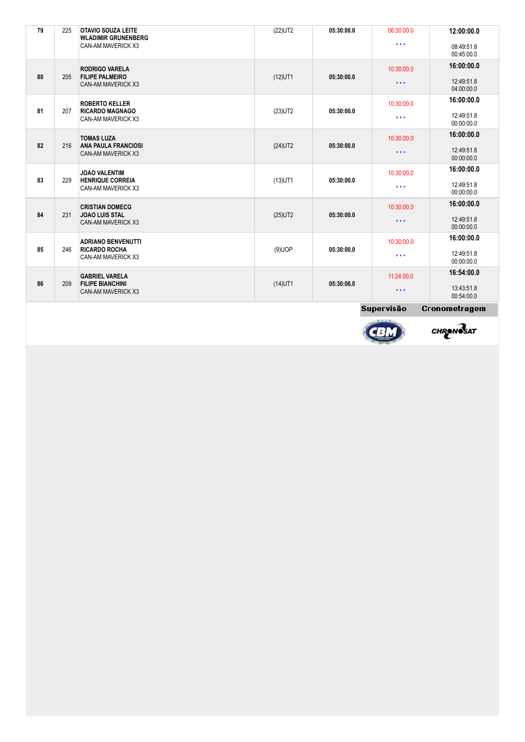| | | | | | | |
|---|---|---|---|---|---|---|
| 79 | 225 | **OTAVIO SOUZA LEITE**<br>**WLADIMIR GRUNENBERG**<br>CAN-AM MAVERICK X3 | (22)UT2 | **05:30:00.0** | 06:30:00.0<br>*** | **12:00:00.0**<br>08:49:51.8<br>00:45:00.0 |
| 80 | 205 | **RODRIGO VARELA**<br>**FILIPE PALMEIRO**<br>CAN-AM MAVERICK X3 | (12)UT1 | **05:30:00.0** | 10:30:00.0<br>*** | **16:00:00.0**<br>12:49:51.8<br>04:00:00.0 |
| 81 | 207 | **ROBERTO KELLER**<br>**RICARDO MAGNAGO**<br>CAN-AM MAVERICK X3 | (23)UT2 | **05:30:00.0** | 10:30:00.0<br>*** | **16:00:00.0**<br>12:49:51.8<br>00:00:00.0 |
| 82 | 216 | **TOMAS LUZA**<br>**ANA PAULA FRANCIOSI**<br>CAN-AM MAVERICK X3 | (24)UT2 | **05:30:00.0** | 10:30:00.0<br>*** | **16:00:00.0**<br>12:49:51.8<br>00:00:00.0 |
| 83 | 229 | **JOAO VALENTIM**<br>**HENRIQUE CORREIA**<br>CAN-AM MAVERICK X3 | (13)UT1 | **05:30:00.0** | 10:30:00.0<br>*** | **16:00:00.0**<br>12:49:51.8<br>00:00:00.0 |
| 84 | 231 | **CRISTIAN DOMECG**<br>**JOAO LUIS STAL**<br>CAN-AM MAVERICK X3 | (25)UT2 | **05:30:00.0** | 10:30:00.0<br>*** | **16:00:00.0**<br>12:49:51.8<br>00:00:00.0 |
| 85 | 246 | **ADRIANO BENVENUTTI**<br>**RICARDO ROCHA**<br>CAN-AM MAVERICK X3 | (9)UOP | **05:30:00.0** | 10:30:00.0<br>*** | **16:00:00.0**<br>12:49:51.8<br>00:00:00.0 |
| 86 | 209 | **GABRIEL VARELA**<br>**FILIPE BIANCHINI**<br>CAN-AM MAVERICK X3 | (14)UT1 | **05:30:00.0** | 11:24:00.0<br>*** | **16:54:00.0**<br>13:43:51.8<br>00:54:00.0 |

**Supervisão** **Cronometragem**

CBM CHRONOSAT